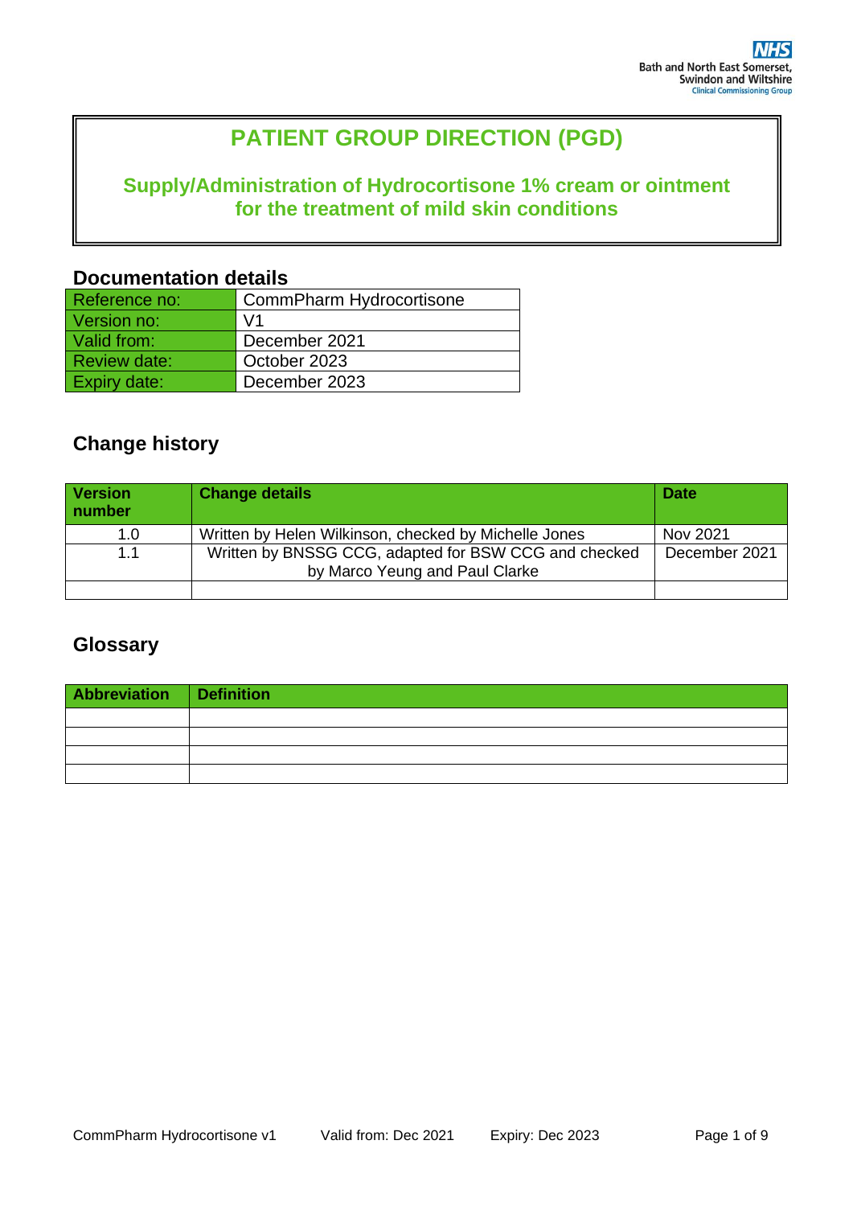Bath and North East Somerset, Swindon and Wiltshire
Clinical Commissioning Group

# PATIENT GROUP DIRECTION (PGD)

## Supply/Administration of Hydrocortisone 1% cream or ointment for the treatment of mild skin conditions

## Documentation details

| Reference no: | CommPharm Hydrocortisone |
|---|---|
| Version no: | V1 |
| Valid from: | December 2021 |
| Review date: | October 2023 |
| Expiry date: | December 2023 |

## Change history

| Version number | Change details | Date |
|---|---|---|
| 1.0 | Written by Helen Wilkinson, checked by Michelle Jones | Nov 2021 |
| 1.1 | Written by BNSSG CCG, adapted for BSW CCG and checked by Marco Yeung and Paul Clarke | December 2021 |
| | | |

## Glossary

| Abbreviation | Definition |
|---|---|
| | |
| | |
| | |
| | |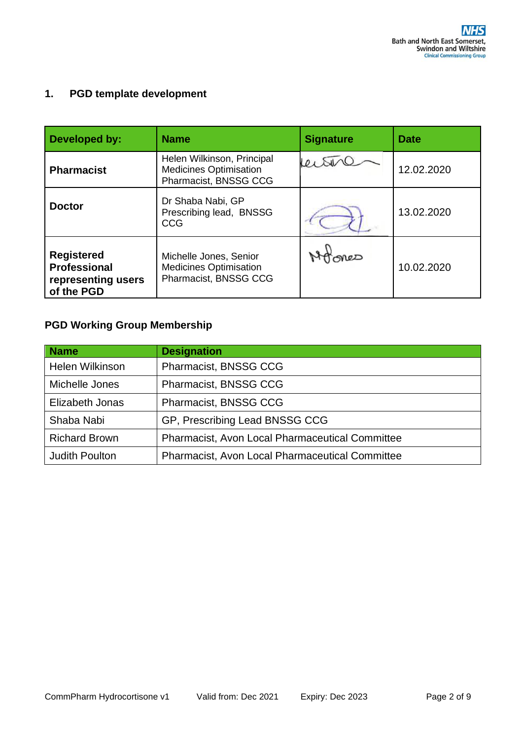## 1. PGD template development

| Developed by: | Name | Signature | Date |
|---|---|---|---|
| **Pharmacist** | Helen Wilkinson, Principal Medicines Optimisation Pharmacist, BNSSG CCG | | 12.02.2020 |
| **Doctor** | Dr Shaba Nabi, GP Prescribing lead, BNSSG CCG | | 13.02.2020 |
| **Registered Professional representing users of the PGD** | Michelle Jones, Senior Medicines Optimisation Pharmacist, BNSSG CCG | | 10.02.2020 |

### PGD Working Group Membership

| Name | Designation |
|---|---|
| Helen Wilkinson | Pharmacist, BNSSG CCG |
| Michelle Jones | Pharmacist, BNSSG CCG |
| Elizabeth Jonas | Pharmacist, BNSSG CCG |
| Shaba Nabi | GP, Prescribing Lead BNSSG CCG |
| Richard Brown | Pharmacist, Avon Local Pharmaceutical Committee |
| Judith Poulton | Pharmacist, Avon Local Pharmaceutical Committee |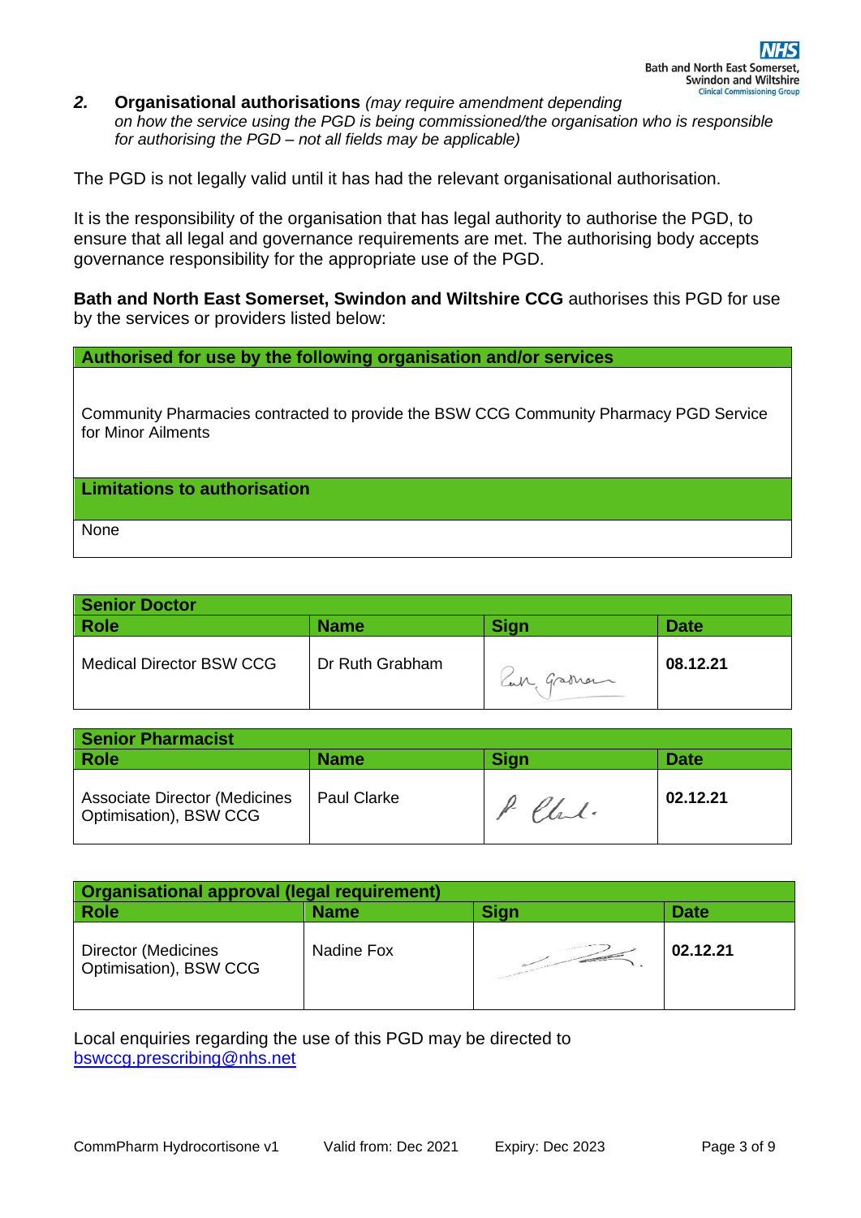## 2. Organisational authorisations *(may require amendment depending on how the service using the PGD is being commissioned/the organisation who is responsible for authorising the PGD – not all fields may be applicable)*

The PGD is not legally valid until it has had the relevant organisational authorisation.

It is the responsibility of the organisation that has legal authority to authorise the PGD, to ensure that all legal and governance requirements are met. The authorising body accepts governance responsibility for the appropriate use of the PGD.

**Bath and North East Somerset, Swindon and Wiltshire CCG** authorises this PGD for use by the services or providers listed below:

| **Authorised for use by the following organisation and/or services** |
|---|
| Community Pharmacies contracted to provide the BSW CCG Community Pharmacy PGD Service for Minor Ailments |
| **Limitations to authorisation** |
| None |

| **Senior Doctor** | | | |
|---|---|---|---|
| **Role** | **Name** | **Sign** | **Date** |
| Medical Director BSW CCG | Dr Ruth Grabham | *Ruth Grabham* | **08.12.21** |

| **Senior Pharmacist** | | | |
|---|---|---|---|
| **Role** | **Name** | **Sign** | **Date** |
| Associate Director (Medicines Optimisation), BSW CCG | Paul Clarke | *P Clarke* | **02.12.21** |

| **Organisational approval (legal requirement)** | | | |
|---|---|---|---|
| **Role** | **Name** | **Sign** | **Date** |
| Director (Medicines Optimisation), BSW CCG | Nadine Fox | | **02.12.21** |

Local enquiries regarding the use of this PGD may be directed to bswccg.prescribing@nhs.net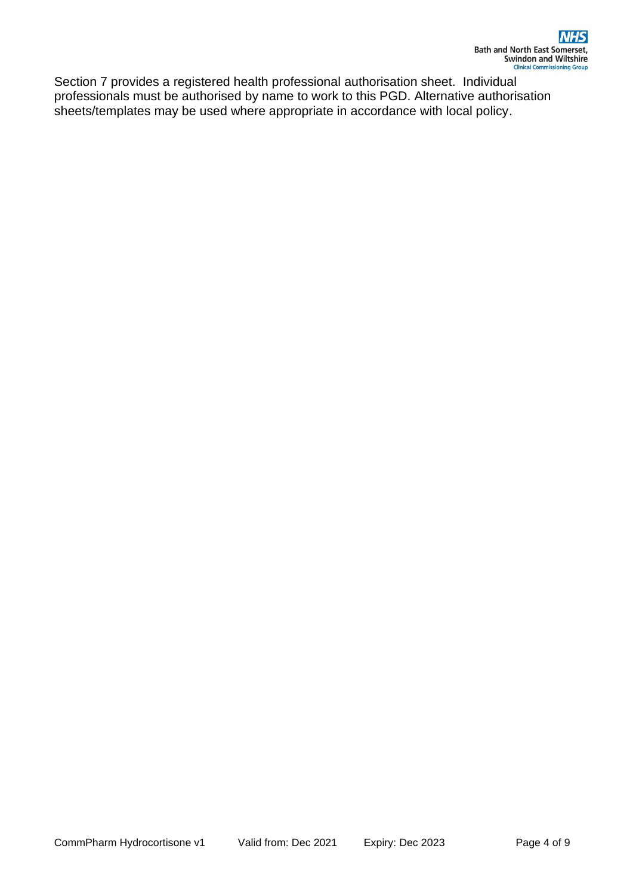Section 7 provides a registered health professional authorisation sheet. Individual professionals must be authorised by name to work to this PGD. Alternative authorisation sheets/templates may be used where appropriate in accordance with local policy.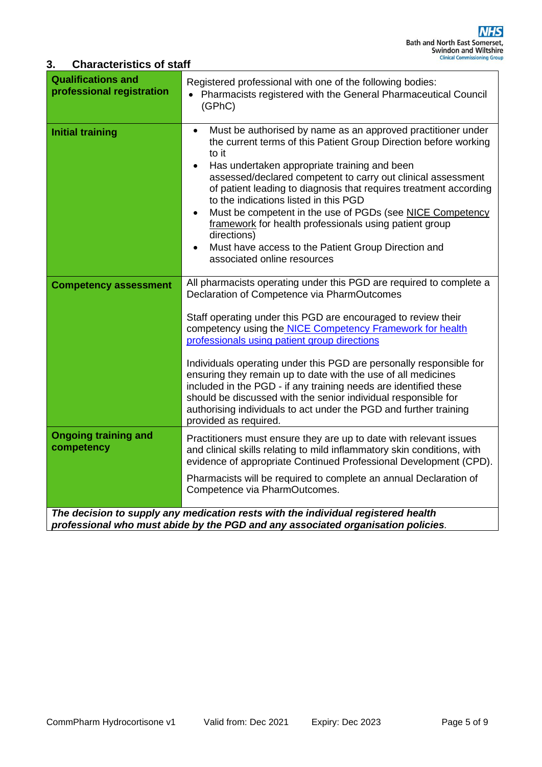## 3. Characteristics of staff

| | |
|---|---|
| **Qualifications and professional registration** | Registered professional with one of the following bodies:<br>• Pharmacists registered with the General Pharmaceutical Council (GPhC) |
| **Initial training** | • Must be authorised by name as an approved practitioner under the current terms of this Patient Group Direction before working to it<br>• Has undertaken appropriate training and been assessed/declared competent to carry out clinical assessment of patient leading to diagnosis that requires treatment according to the indications listed in this PGD<br>• Must be competent in the use of PGDs (see NICE Competency framework for health professionals using patient group directions)<br>• Must have access to the Patient Group Direction and associated online resources |
| **Competency assessment** | All pharmacists operating under this PGD are required to complete a Declaration of Competence via PharmOutcomes<br><br>Staff operating under this PGD are encouraged to review their competency using the NICE Competency Framework for health professionals using patient group directions<br><br>Individuals operating under this PGD are personally responsible for ensuring they remain up to date with the use of all medicines included in the PGD - if any training needs are identified these should be discussed with the senior individual responsible for authorising individuals to act under the PGD and further training provided as required. |
| **Ongoing training and competency** | Practitioners must ensure they are up to date with relevant issues and clinical skills relating to mild inflammatory skin conditions, with evidence of appropriate Continued Professional Development (CPD).<br><br>Pharmacists will be required to complete an annual Declaration of Competence via PharmOutcomes. |

***The decision to supply any medication rests with the individual registered health professional who must abide by the PGD and any associated organisation policies.***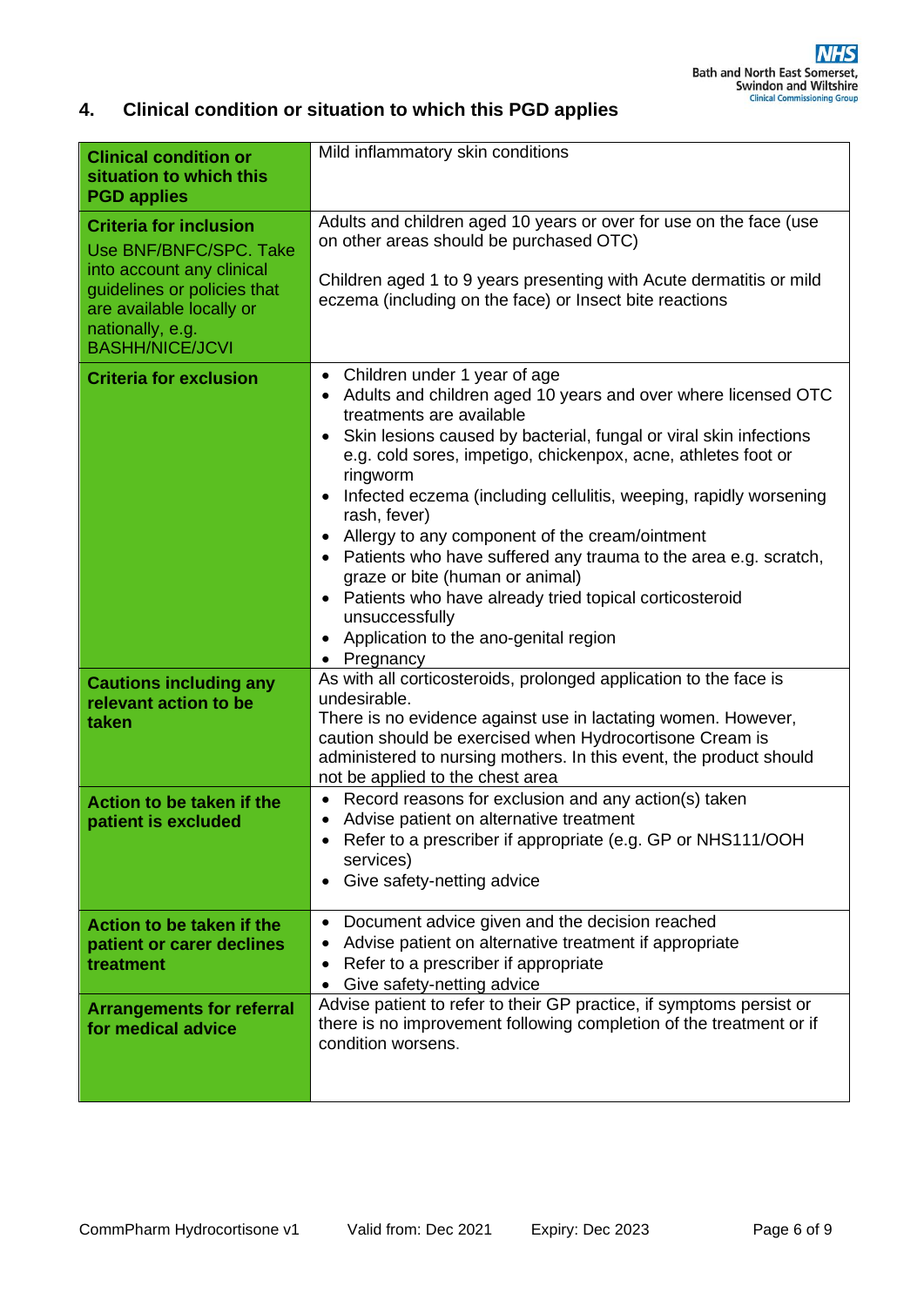## 4. Clinical condition or situation to which this PGD applies

| | |
|---|---|
| **Clinical condition or situation to which this PGD applies** | Mild inflammatory skin conditions |
| **Criteria for inclusion**<br>Use BNF/BNFC/SPC. Take into account any clinical guidelines or policies that are available locally or nationally, e.g. BASHH/NICE/JCVI | Adults and children aged 10 years or over for use on the face (use on other areas should be purchased OTC)<br><br>Children aged 1 to 9 years presenting with Acute dermatitis or mild eczema (including on the face) or Insect bite reactions |
| **Criteria for exclusion** | • Children under 1 year of age<br>• Adults and children aged 10 years and over where licensed OTC treatments are available<br>• Skin lesions caused by bacterial, fungal or viral skin infections e.g. cold sores, impetigo, chickenpox, acne, athletes foot or ringworm<br>• Infected eczema (including cellulitis, weeping, rapidly worsening rash, fever)<br>• Allergy to any component of the cream/ointment<br>• Patients who have suffered any trauma to the area e.g. scratch, graze or bite (human or animal)<br>• Patients who have already tried topical corticosteroid unsuccessfully<br>• Application to the ano-genital region<br>• Pregnancy |
| **Cautions including any relevant action to be taken** | As with all corticosteroids, prolonged application to the face is undesirable.<br>There is no evidence against use in lactating women. However, caution should be exercised when Hydrocortisone Cream is administered to nursing mothers. In this event, the product should not be applied to the chest area |
| **Action to be taken if the patient is excluded** | • Record reasons for exclusion and any action(s) taken<br>• Advise patient on alternative treatment<br>• Refer to a prescriber if appropriate (e.g. GP or NHS111/OOH services)<br>• Give safety-netting advice |
| **Action to be taken if the patient or carer declines treatment** | • Document advice given and the decision reached<br>• Advise patient on alternative treatment if appropriate<br>• Refer to a prescriber if appropriate<br>• Give safety-netting advice |
| **Arrangements for referral for medical advice** | Advise patient to refer to their GP practice, if symptoms persist or there is no improvement following completion of the treatment or if condition worsens. |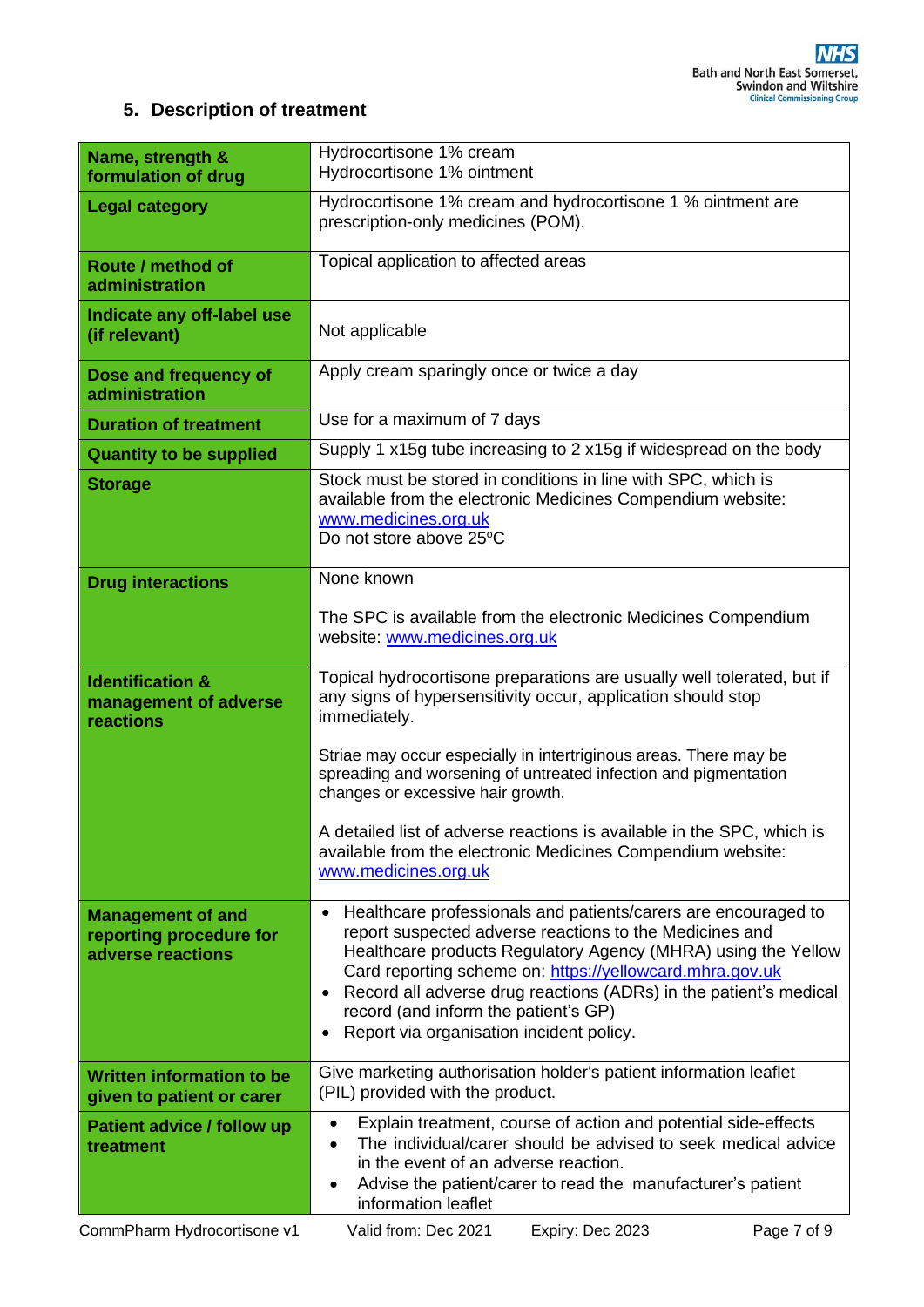## 5. Description of treatment

| | |
|---|---|
| **Name, strength & formulation of drug** | Hydrocortisone 1% cream<br>Hydrocortisone 1% ointment |
| **Legal category** | Hydrocortisone 1% cream and hydrocortisone 1 % ointment are prescription-only medicines (POM). |
| **Route / method of administration** | Topical application to affected areas |
| **Indicate any off-label use (if relevant)** | Not applicable |
| **Dose and frequency of administration** | Apply cream sparingly once or twice a day |
| **Duration of treatment** | Use for a maximum of 7 days |
| **Quantity to be supplied** | Supply 1 x15g tube increasing to 2 x15g if widespread on the body |
| **Storage** | Stock must be stored in conditions in line with SPC, which is available from the electronic Medicines Compendium website: www.medicines.org.uk<br>Do not store above 25ºC |
| **Drug interactions** | None known<br><br>The SPC is available from the electronic Medicines Compendium website: www.medicines.org.uk |
| **Identification & management of adverse reactions** | Topical hydrocortisone preparations are usually well tolerated, but if any signs of hypersensitivity occur, application should stop immediately.<br><br>Striae may occur especially in intertriginous areas. There may be spreading and worsening of untreated infection and pigmentation changes or excessive hair growth.<br><br>A detailed list of adverse reactions is available in the SPC, which is available from the electronic Medicines Compendium website: www.medicines.org.uk |
| **Management of and reporting procedure for adverse reactions** | • Healthcare professionals and patients/carers are encouraged to report suspected adverse reactions to the Medicines and Healthcare products Regulatory Agency (MHRA) using the Yellow Card reporting scheme on: https://yellowcard.mhra.gov.uk<br>• Record all adverse drug reactions (ADRs) in the patient's medical record (and inform the patient's GP)<br>• Report via organisation incident policy. |
| **Written information to be given to patient or carer** | Give marketing authorisation holder's patient information leaflet (PIL) provided with the product. |
| **Patient advice / follow up treatment** | • Explain treatment, course of action and potential side-effects<br>• The individual/carer should be advised to seek medical advice in the event of an adverse reaction.<br>• Advise the patient/carer to read the manufacturer's patient information leaflet |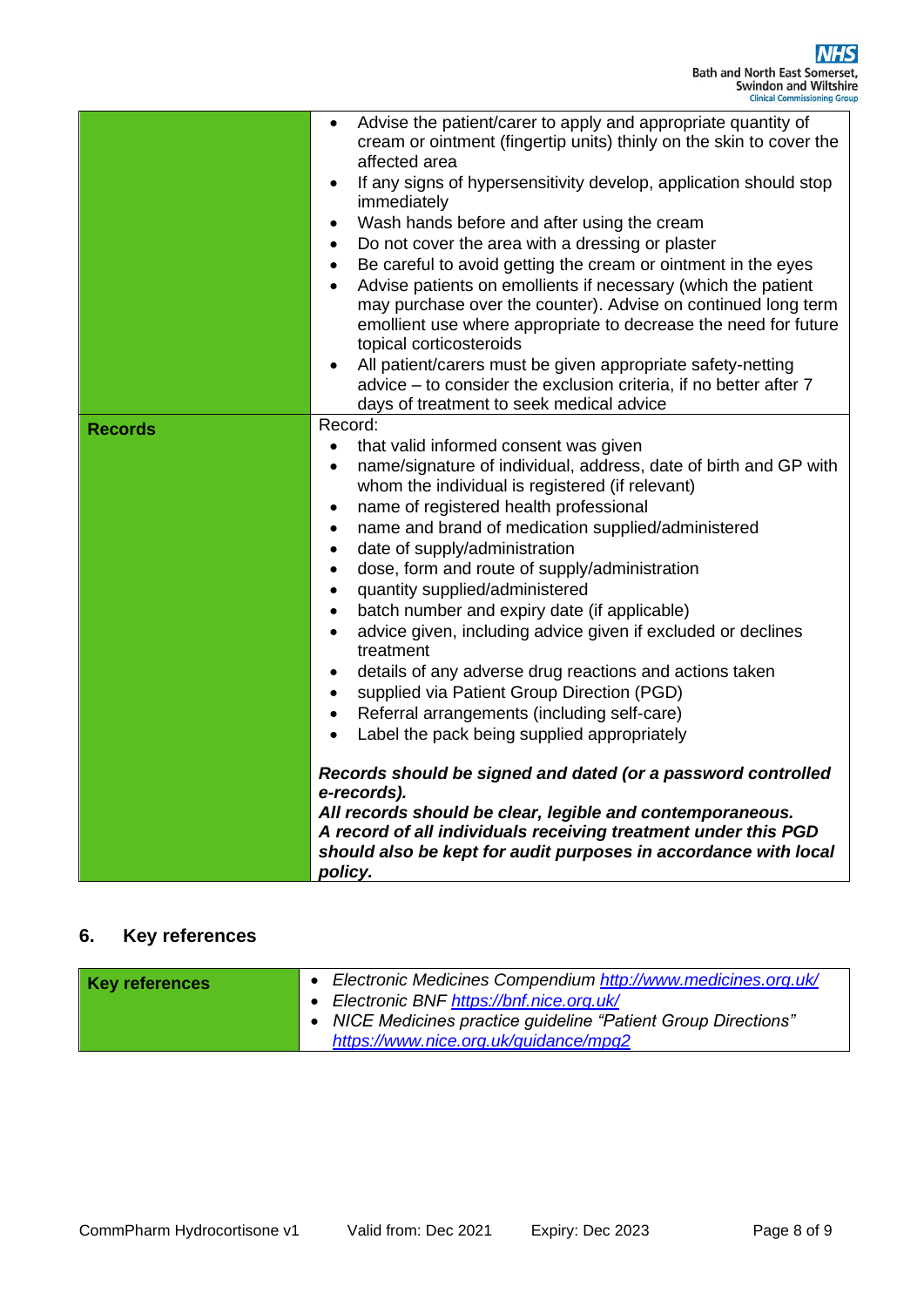| | |
|---|---|
| | • Advise the patient/carer to apply and appropriate quantity of cream or ointment (fingertip units) thinly on the skin to cover the affected area<br>• If any signs of hypersensitivity develop, application should stop immediately<br>• Wash hands before and after using the cream<br>• Do not cover the area with a dressing or plaster<br>• Be careful to avoid getting the cream or ointment in the eyes<br>• Advise patients on emollients if necessary (which the patient may purchase over the counter). Advise on continued long term emollient use where appropriate to decrease the need for future topical corticosteroids<br>• All patient/carers must be given appropriate safety-netting advice – to consider the exclusion criteria, if no better after 7 days of treatment to seek medical advice |
| **Records** | Record:<br>• that valid informed consent was given<br>• name/signature of individual, address, date of birth and GP with whom the individual is registered (if relevant)<br>• name of registered health professional<br>• name and brand of medication supplied/administered<br>• date of supply/administration<br>• dose, form and route of supply/administration<br>• quantity supplied/administered<br>• batch number and expiry date (if applicable)<br>• advice given, including advice given if excluded or declines treatment<br>• details of any adverse drug reactions and actions taken<br>• supplied via Patient Group Direction (PGD)<br>• Referral arrangements (including self-care)<br>• Label the pack being supplied appropriately<br><br>***Records should be signed and dated (or a password controlled e-records).***<br>***All records should be clear, legible and contemporaneous.***<br>***A record of all individuals receiving treatment under this PGD should also be kept for audit purposes in accordance with local policy.*** |

## 6. Key references

| | |
|---|---|
| **Key references** | • *Electronic Medicines Compendium http://www.medicines.org.uk/*<br>• *Electronic BNF https://bnf.nice.org.uk/*<br>• *NICE Medicines practice guideline "Patient Group Directions" https://www.nice.org.uk/guidance/mpg2* |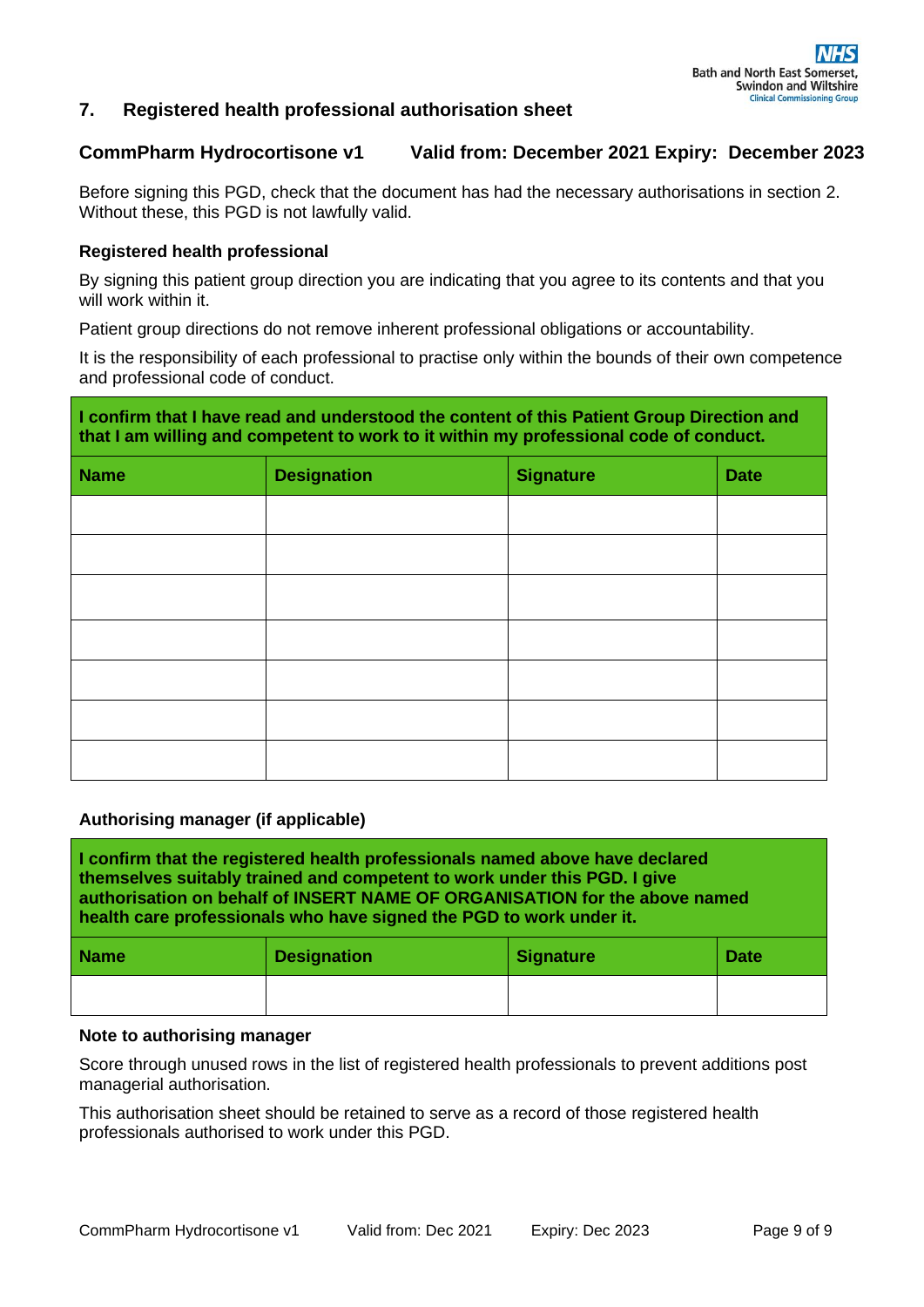## 7. Registered health professional authorisation sheet

**CommPharm Hydrocortisone v1 Valid from: December 2021 Expiry: December 2023**

Before signing this PGD, check that the document has had the necessary authorisations in section 2. Without these, this PGD is not lawfully valid.

### Registered health professional

By signing this patient group direction you are indicating that you agree to its contents and that you will work within it.

Patient group directions do not remove inherent professional obligations or accountability.

It is the responsibility of each professional to practise only within the bounds of their own competence and professional code of conduct.

**I confirm that I have read and understood the content of this Patient Group Direction and that I am willing and competent to work to it within my professional code of conduct.**

| Name | Designation | Signature | Date |
|---|---|---|---|
| | | | |
| | | | |
| | | | |
| | | | |
| | | | |
| | | | |
| | | | |

### Authorising manager (if applicable)

**I confirm that the registered health professionals named above have declared themselves suitably trained and competent to work under this PGD. I give authorisation on behalf of INSERT NAME OF ORGANISATION for the above named health care professionals who have signed the PGD to work under it.**

| Name | Designation | Signature | Date |
|---|---|---|---|
| | | | |

### Note to authorising manager

Score through unused rows in the list of registered health professionals to prevent additions post managerial authorisation.

This authorisation sheet should be retained to serve as a record of those registered health professionals authorised to work under this PGD.